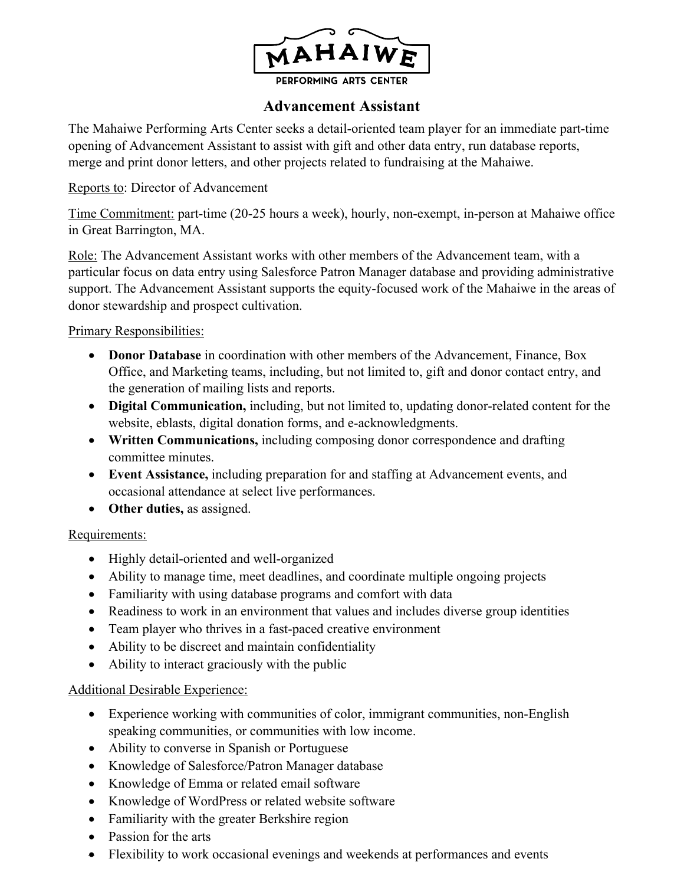MAHAIWE

PERFORMING ARTS CENTER

# Advancement Assistant

The Mahaiwe Performing Arts Center seeks a detail-oriented team player for an immediate part-time opening of Advancement Assistant to assist with gift and other data entry, run database reports, merge and print donor letters, and other projects related to fundraising at the Mahaiwe.

Reports to: Director of Advancement

Time Commitment: part-time (20-25 hours a week), hourly, non-exempt, in-person at Mahaiwe office in Great Barrington, MA.

Role: The Advancement Assistant works with other members of the Advancement team, with a particular focus on data entry using Salesforce Patron Manager database and providing administrative support. The Advancement Assistant supports the equity-focused work of the Mahaiwe in the areas of donor stewardship and prospect cultivation.

Primary Responsibilities:

- **Donor Database** in coordination with other members of the Advancement, Finance, Box Office, and Marketing teams, including, but not limited to, gift and donor contact entry, and the generation of mailing lists and reports.
- **Digital Communication,** including, but not limited to, updating donor-related content for the website, eblasts, digital donation forms, and e-acknowledgments.
- **Written Communications,** including composing donor correspondence and drafting committee minutes.
- **Event Assistance,** including preparation for and staffing at Advancement events, and occasional attendance at select live performances.
- **Other duties,** as assigned.

Requirements:

- Highly detail-oriented and well-organized
- Ability to manage time, meet deadlines, and coordinate multiple ongoing projects
- Familiarity with using database programs and comfort with data
- Readiness to work in an environment that values and includes diverse group identities
- Team player who thrives in a fast-paced creative environment
- Ability to be discreet and maintain confidentiality
- Ability to interact graciously with the public

Additional Desirable Experience:

- Experience working with communities of color, immigrant communities, non-English speaking communities, or communities with low income.
- Ability to converse in Spanish or Portuguese
- Knowledge of Salesforce/Patron Manager database
- Knowledge of Emma or related email software
- Knowledge of WordPress or related website software
- Familiarity with the greater Berkshire region
- Passion for the arts
- Flexibility to work occasional evenings and weekends at performances and events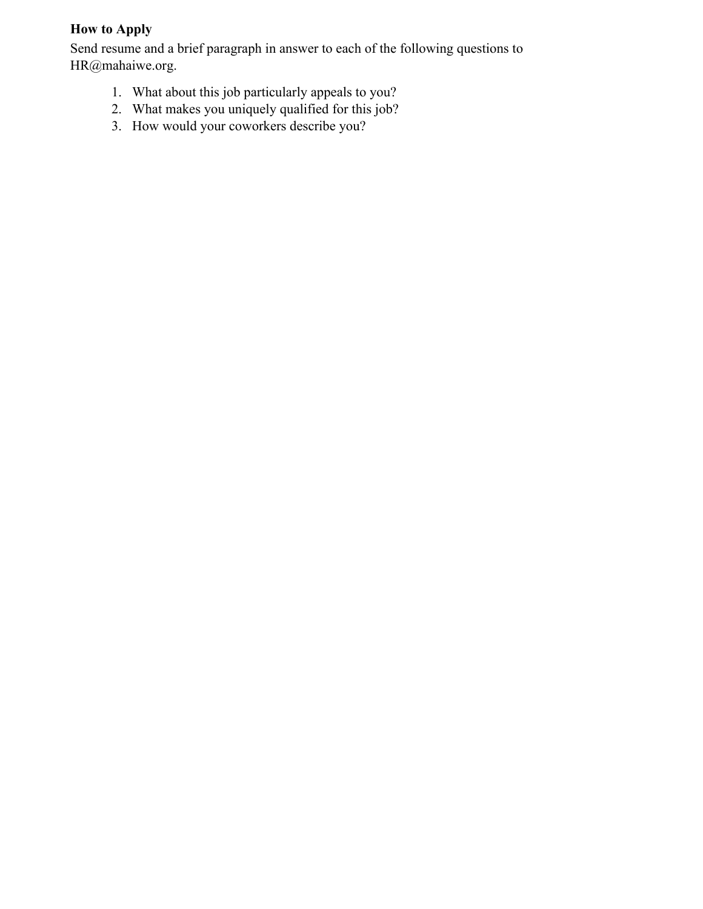**How to Apply**

Send resume and a brief paragraph in answer to each of the following questions to HR@mahaiwe.org.

1. What about this job particularly appeals to you?
2. What makes you uniquely qualified for this job?
3. How would your coworkers describe you?